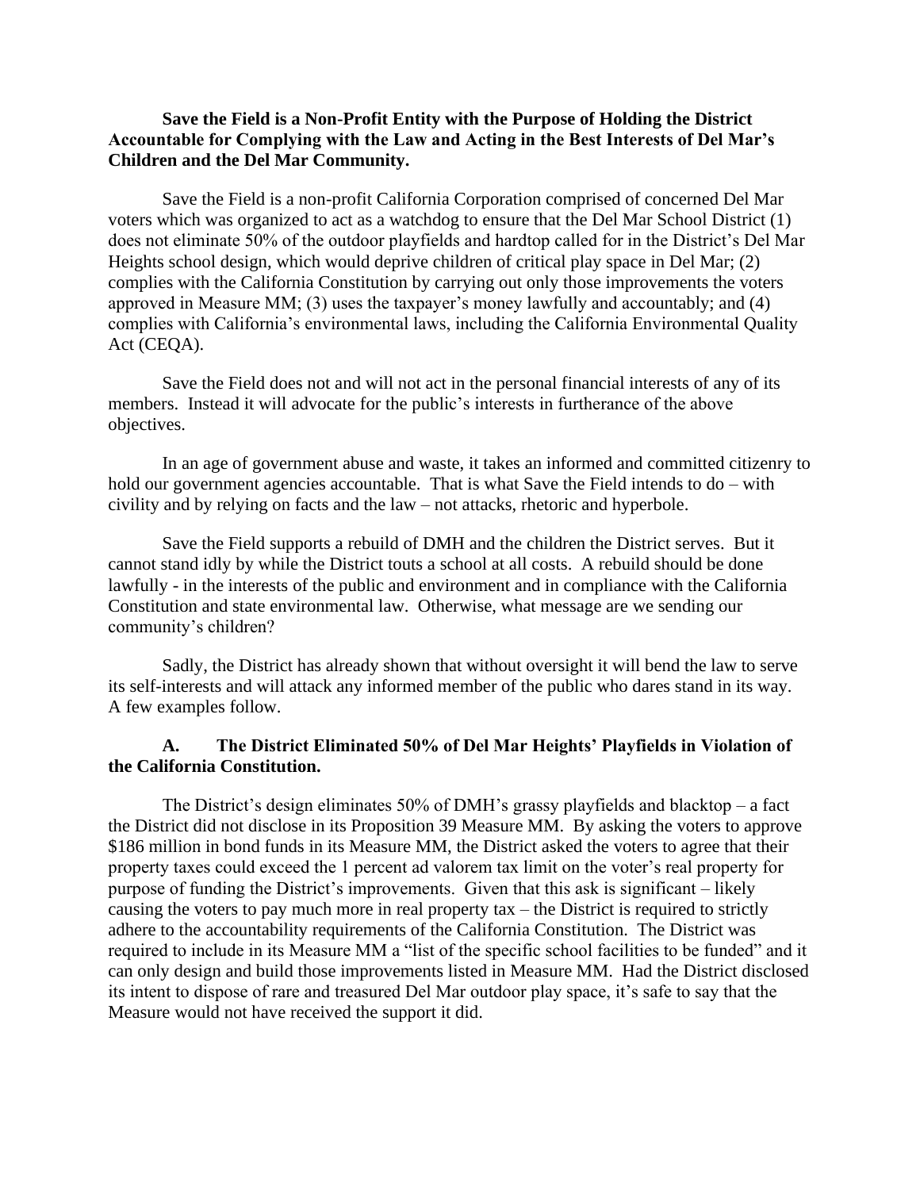**Save the Field is a Non-Profit Entity with the Purpose of Holding the District Accountable for Complying with the Law and Acting in the Best Interests of Del Mar's Children and the Del Mar Community.**

Save the Field is a non-profit California Corporation comprised of concerned Del Mar voters which was organized to act as a watchdog to ensure that the Del Mar School District (1) does not eliminate 50% of the outdoor playfields and hardtop called for in the District's Del Mar Heights school design, which would deprive children of critical play space in Del Mar; (2) complies with the California Constitution by carrying out only those improvements the voters approved in Measure MM; (3) uses the taxpayer's money lawfully and accountably; and (4) complies with California's environmental laws, including the California Environmental Quality Act (CEQA).

Save the Field does not and will not act in the personal financial interests of any of its members. Instead it will advocate for the public's interests in furtherance of the above objectives.

In an age of government abuse and waste, it takes an informed and committed citizenry to hold our government agencies accountable. That is what Save the Field intends to do – with civility and by relying on facts and the law – not attacks, rhetoric and hyperbole.

Save the Field supports a rebuild of DMH and the children the District serves. But it cannot stand idly by while the District touts a school at all costs. A rebuild should be done lawfully - in the interests of the public and environment and in compliance with the California Constitution and state environmental law. Otherwise, what message are we sending our community's children?

Sadly, the District has already shown that without oversight it will bend the law to serve its self-interests and will attack any informed member of the public who dares stand in its way. A few examples follow.

**A. The District Eliminated 50% of Del Mar Heights' Playfields in Violation of the California Constitution.**

The District's design eliminates 50% of DMH's grassy playfields and blacktop – a fact the District did not disclose in its Proposition 39 Measure MM. By asking the voters to approve \$186 million in bond funds in its Measure MM, the District asked the voters to agree that their property taxes could exceed the 1 percent ad valorem tax limit on the voter's real property for purpose of funding the District's improvements. Given that this ask is significant – likely causing the voters to pay much more in real property tax – the District is required to strictly adhere to the accountability requirements of the California Constitution. The District was required to include in its Measure MM a "list of the specific school facilities to be funded" and it can only design and build those improvements listed in Measure MM. Had the District disclosed its intent to dispose of rare and treasured Del Mar outdoor play space, it's safe to say that the Measure would not have received the support it did.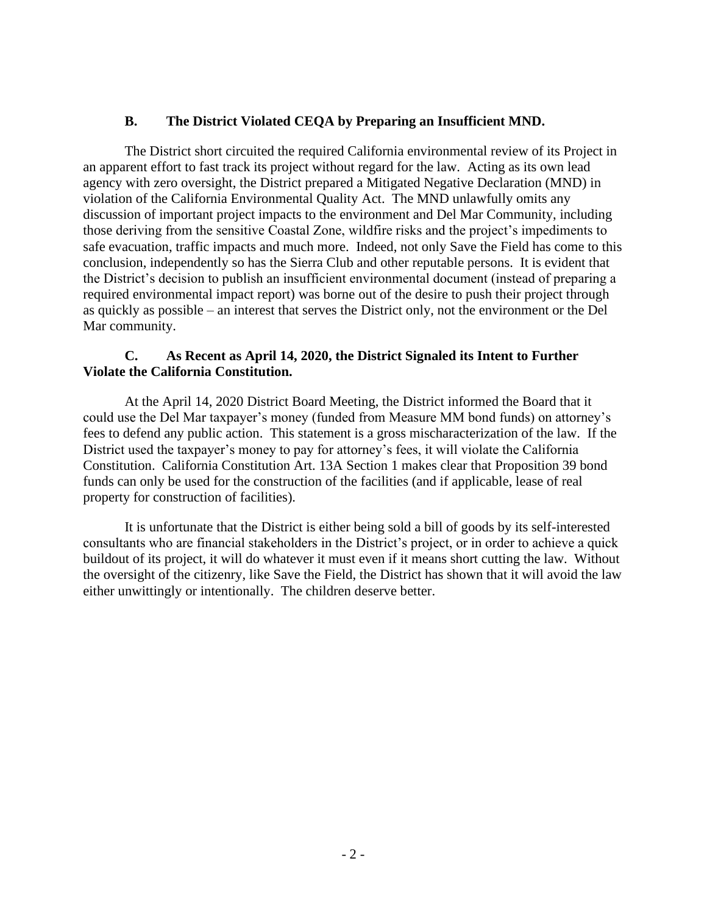### B. The District Violated CEQA by Preparing an Insufficient MND.

The District short circuited the required California environmental review of its Project in an apparent effort to fast track its project without regard for the law. Acting as its own lead agency with zero oversight, the District prepared a Mitigated Negative Declaration (MND) in violation of the California Environmental Quality Act. The MND unlawfully omits any discussion of important project impacts to the environment and Del Mar Community, including those deriving from the sensitive Coastal Zone, wildfire risks and the project's impediments to safe evacuation, traffic impacts and much more. Indeed, not only Save the Field has come to this conclusion, independently so has the Sierra Club and other reputable persons. It is evident that the District's decision to publish an insufficient environmental document (instead of preparing a required environmental impact report) was borne out of the desire to push their project through as quickly as possible – an interest that serves the District only, not the environment or the Del Mar community.

### C. As Recent as April 14, 2020, the District Signaled its Intent to Further Violate the California Constitution.

At the April 14, 2020 District Board Meeting, the District informed the Board that it could use the Del Mar taxpayer's money (funded from Measure MM bond funds) on attorney's fees to defend any public action. This statement is a gross mischaracterization of the law. If the District used the taxpayer's money to pay for attorney's fees, it will violate the California Constitution. California Constitution Art. 13A Section 1 makes clear that Proposition 39 bond funds can only be used for the construction of the facilities (and if applicable, lease of real property for construction of facilities).

It is unfortunate that the District is either being sold a bill of goods by its self-interested consultants who are financial stakeholders in the District's project, or in order to achieve a quick buildout of its project, it will do whatever it must even if it means short cutting the law. Without the oversight of the citizenry, like Save the Field, the District has shown that it will avoid the law either unwittingly or intentionally. The children deserve better.